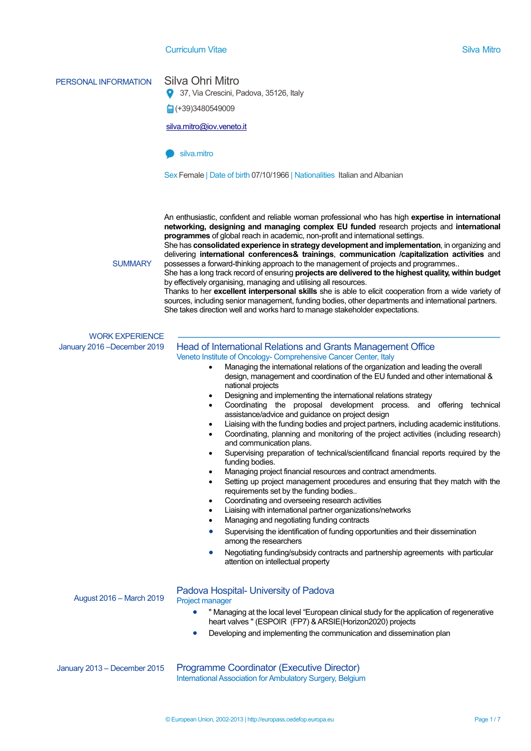# Curriculum Vitae

## PERSONAL INFORMATION

**Silva Ohri Mitro**

37, Via Crescini, Padova, 35126, Italy

(+39)3480549009

silva.mitro@iov.veneto.it

silva.mitro

Sex Female | Date of birth 07/10/1966 | Nationalities Italian and Albanian

## SUMMARY

An enthusiastic, confident and reliable woman professional who has high **expertise in international networking, designing and managing complex EU funded** research projects and **international programmes** of global reach in academic, non-profit and international settings.
She has **consolidated experience in strategy development and implementation**, in organizing and delivering **international conferences& trainings**, **communication /capitalization activities** and possesses a forward-thinking approach to the management of projects and programmes..
She has a long track record of ensuring **projects are delivered to the highest quality, within budget** by effectively organising, managing and utilising all resources.
Thanks to her **excellent interpersonal skills** she is able to elicit cooperation from a wide variety of sources, including senior management, funding bodies, other departments and international partners.
She takes direction well and works hard to manage stakeholder expectations.

## WORK EXPERIENCE

**January 2016 –December 2019**

### Head of International Relations and Grants Management Office

Veneto Institute of Oncology- Comprehensive Cancer Center, Italy

- Managing the international relations of the organization and leading the overall design, management and coordination of the EU funded and other international & national projects
- Designing and implementing the international relations strategy
- Coordinating the proposal development process. and offering technical assistance/advice and guidance on project design
- Liaising with the funding bodies and project partners, including academic institutions.
- Coordinating, planning and monitoring of the project activities (including research) and communication plans.
- Supervising preparation of technical/scientificand financial reports required by the funding bodies.
- Managing project financial resources and contract amendments.
- Setting up project management procedures and ensuring that they match with the requirements set by the funding bodies..
- Coordinating and overseeing research activities
- Liaising with international partner organizations/networks
- Managing and negotiating funding contracts
- Supervising the identification of funding opportunities and their dissemination among the researchers
- Negotiating funding/subsidy contracts and partnership agreements with particular attention on intellectual property

**August 2016 – March 2019**

### Padova Hospital- University of Padova

Project manager

- " Managing at the local level "European clinical study for the application of regenerative heart valves " (ESPOIR (FP7) & ARSIE(Horizon2020) projects
- Developing and implementing the communication and dissemination plan

**January 2013 – December 2015**

### Programme Coordinator (Executive Director)

International Association for Ambulatory Surgery, Belgium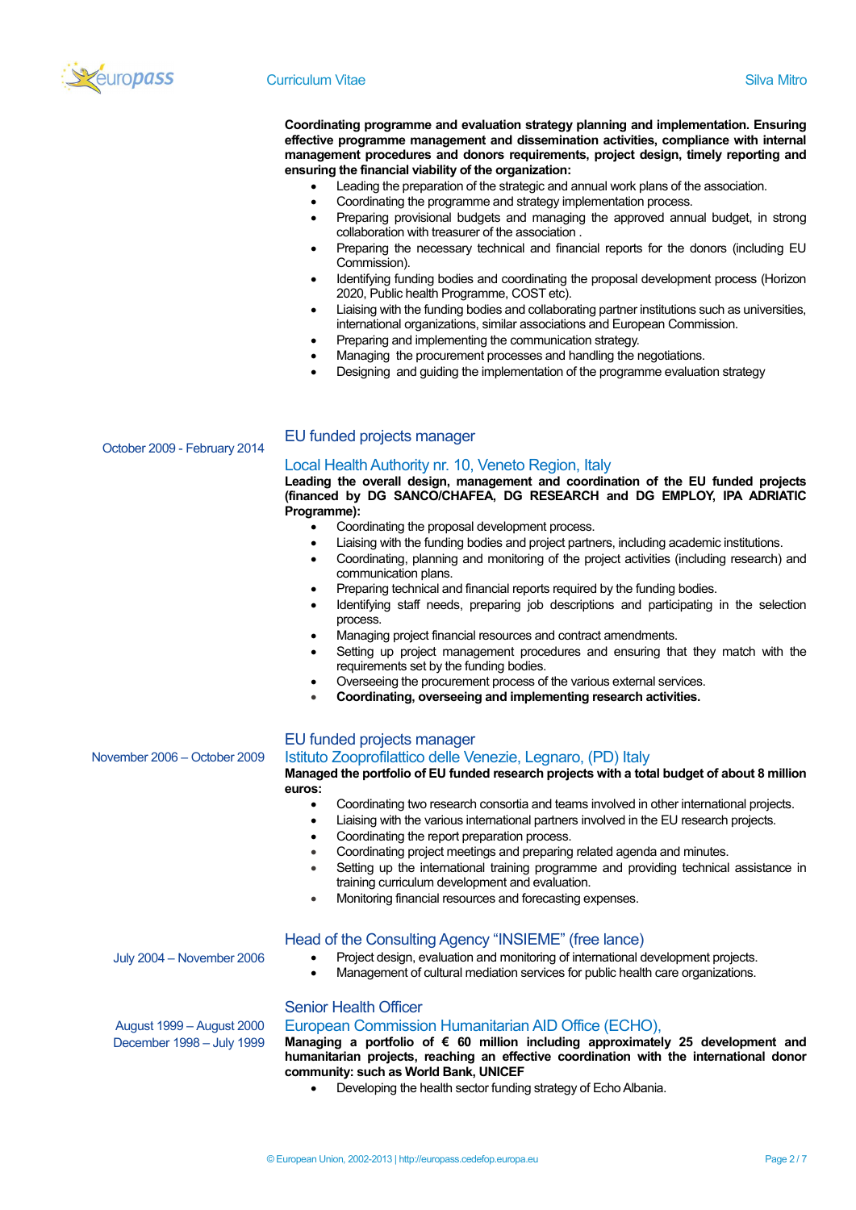**Coordinating programme and evaluation strategy planning and implementation. Ensuring effective programme management and dissemination activities, compliance with internal management procedures and donors requirements, project design, timely reporting and ensuring the financial viability of the organization:**

- Leading the preparation of the strategic and annual work plans of the association.
- Coordinating the programme and strategy implementation process.
- Preparing provisional budgets and managing the approved annual budget, in strong collaboration with treasurer of the association .
- Preparing the necessary technical and financial reports for the donors (including EU Commission).
- Identifying funding bodies and coordinating the proposal development process (Horizon 2020, Public health Programme, COST etc).
- Liaising with the funding bodies and collaborating partner institutions such as universities, international organizations, similar associations and European Commission.
- Preparing and implementing the communication strategy.
- Managing the procurement processes and handling the negotiations.
- Designing and guiding the implementation of the programme evaluation strategy

October 2009 - February 2014

## EU funded projects manager

### Local Health Authority nr. 10, Veneto Region, Italy

**Leading the overall design, management and coordination of the EU funded projects (financed by DG SANCO/CHAFEA, DG RESEARCH and DG EMPLOY, IPA ADRIATIC Programme):**

- Coordinating the proposal development process.
- Liaising with the funding bodies and project partners, including academic institutions.
- Coordinating, planning and monitoring of the project activities (including research) and communication plans.
- Preparing technical and financial reports required by the funding bodies.
- Identifying staff needs, preparing job descriptions and participating in the selection process.
- Managing project financial resources and contract amendments.
- Setting up project management procedures and ensuring that they match with the requirements set by the funding bodies.
- Overseeing the procurement process of the various external services.
- **Coordinating, overseeing and implementing research activities.**

November 2006 – October 2009

## EU funded projects manager

### Istituto Zooprofilattico delle Venezie, Legnaro, (PD) Italy

**Managed the portfolio of EU funded research projects with a total budget of about 8 million euros:**

- Coordinating two research consortia and teams involved in other international projects.
- Liaising with the various international partners involved in the EU research projects.
- Coordinating the report preparation process.
- Coordinating project meetings and preparing related agenda and minutes.
- Setting up the international training programme and providing technical assistance in training curriculum development and evaluation.
- Monitoring financial resources and forecasting expenses.

July 2004 – November 2006

## Head of the Consulting Agency “INSIEME” (free lance)

- Project design, evaluation and monitoring of international development projects.
- Management of cultural mediation services for public health care organizations.

August 1999 – August 2000
December 1998 – July 1999

## Senior Health Officer

### European Commission Humanitarian AID Office (ECHO),

**Managing a portfolio of € 60 million including approximately 25 development and humanitarian projects, reaching an effective coordination with the international donor community: such as World Bank, UNICEF**

- Developing the health sector funding strategy of Echo Albania.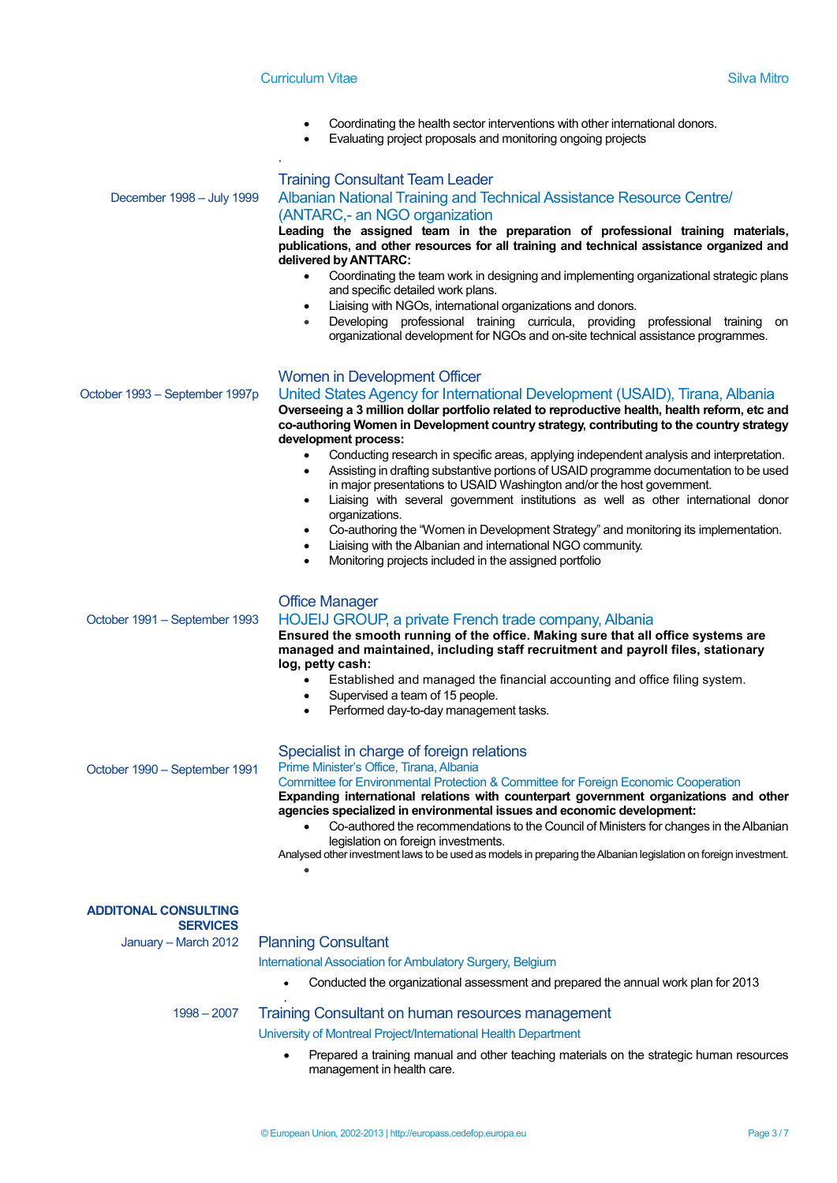- Coordinating the health sector interventions with other international donors.
- Evaluating project proposals and monitoring ongoing projects

.

December 1998 – July 1999

### Training Consultant Team Leader

Albanian National Training and Technical Assistance Resource Centre/ (ANTARC,- an NGO organization

**Leading the assigned team in the preparation of professional training materials, publications, and other resources for all training and technical assistance organized and delivered by ANTTARC:**

- Coordinating the team work in designing and implementing organizational strategic plans and specific detailed work plans.
- Liaising with NGOs, international organizations and donors.
- Developing professional training curricula, providing professional training on organizational development for NGOs and on-site technical assistance programmes.

October 1993 – September 1997p

### Women in Development Officer

United States Agency for International Development (USAID), Tirana, Albania

**Overseeing a 3 million dollar portfolio related to reproductive health, health reform, etc and co-authoring Women in Development country strategy, contributing to the country strategy development process:**

- Conducting research in specific areas, applying independent analysis and interpretation.
- Assisting in drafting substantive portions of USAID programme documentation to be used in major presentations to USAID Washington and/or the host government.
- Liaising with several government institutions as well as other international donor organizations.
- Co-authoring the "Women in Development Strategy" and monitoring its implementation.
- Liaising with the Albanian and international NGO community.
- Monitoring projects included in the assigned portfolio

October 1991 – September 1993

### Office Manager

HOJEIJ GROUP, a private French trade company, Albania

**Ensured the smooth running of the office. Making sure that all office systems are managed and maintained, including staff recruitment and payroll files, stationary log, petty cash:**

- Established and managed the financial accounting and office filing system.
- Supervised a team of 15 people.
- Performed day-to-day management tasks.

October 1990 – September 1991

### Specialist in charge of foreign relations

Prime Minister's Office, Tirana, Albania

Committee for Environmental Protection & Committee for Foreign Economic Cooperation

**Expanding international relations with counterpart government organizations and other agencies specialized in environmental issues and economic development:**

- Co-authored the recommendations to the Council of Ministers for changes in the Albanian legislation on foreign investments.

Analysed other investment laws to be used as models in preparing the Albanian legislation on foreign investment.

## ADDITONAL CONSULTING SERVICES

January – March 2012

### Planning Consultant

International Association for Ambulatory Surgery, Belgium

- Conducted the organizational assessment and prepared the annual work plan for 2013

1998 – 2007

### Training Consultant on human resources management

University of Montreal Project/International Health Department

- Prepared a training manual and other teaching materials on the strategic human resources management in health care.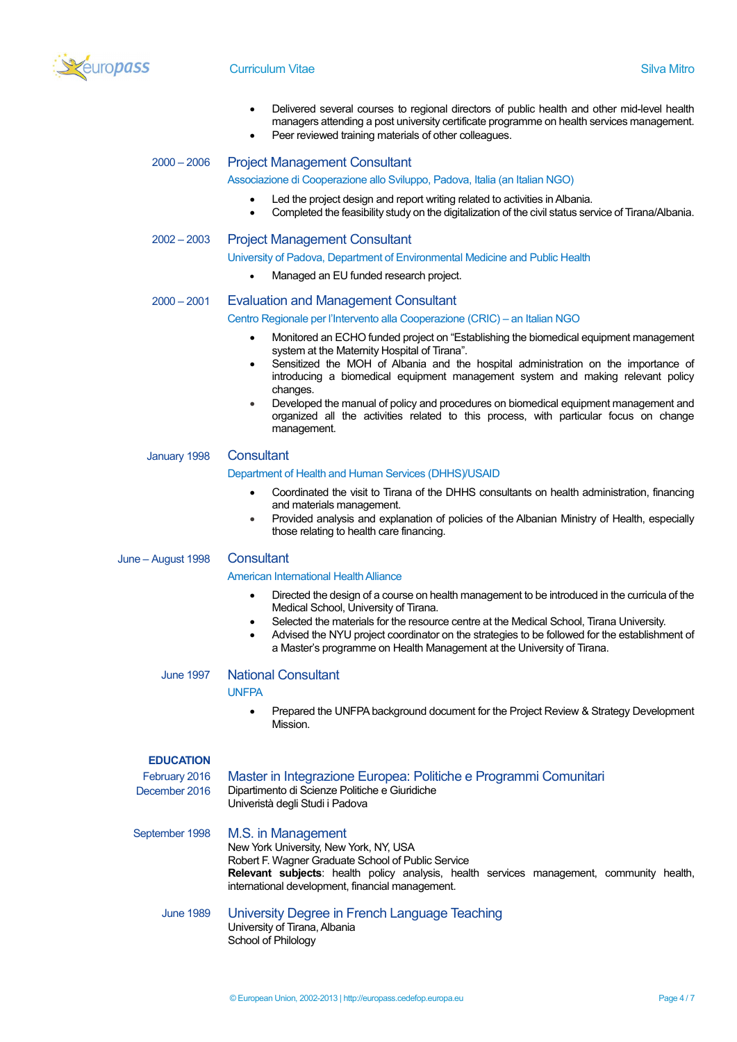- Delivered several courses to regional directors of public health and other mid-level health managers attending a post university certificate programme on health services management.
- Peer reviewed training materials of other colleagues.

2000 – 2006 **Project Management Consultant**

Associazione di Cooperazione allo Sviluppo, Padova, Italia (an Italian NGO)

- Led the project design and report writing related to activities in Albania.
- Completed the feasibility study on the digitalization of the civil status service of Tirana/Albania.

2002 – 2003 **Project Management Consultant**

University of Padova, Department of Environmental Medicine and Public Health

- Managed an EU funded research project.

2000 – 2001 **Evaluation and Management Consultant**

Centro Regionale per l'Intervento alla Cooperazione (CRIC) – an Italian NGO

- Monitored an ECHO funded project on "Establishing the biomedical equipment management system at the Maternity Hospital of Tirana".
- Sensitized the MOH of Albania and the hospital administration on the importance of introducing a biomedical equipment management system and making relevant policy changes.
- Developed the manual of policy and procedures on biomedical equipment management and organized all the activities related to this process, with particular focus on change management.

January 1998 **Consultant**

Department of Health and Human Services (DHHS)/USAID

- Coordinated the visit to Tirana of the DHHS consultants on health administration, financing and materials management.
- Provided analysis and explanation of policies of the Albanian Ministry of Health, especially those relating to health care financing.

June – August 1998 **Consultant**

American International Health Alliance

- Directed the design of a course on health management to be introduced in the curricula of the Medical School, University of Tirana.
- Selected the materials for the resource centre at the Medical School, Tirana University.
- Advised the NYU project coordinator on the strategies to be followed for the establishment of a Master's programme on Health Management at the University of Tirana.

June 1997 **National Consultant**

UNFPA

- Prepared the UNFPA background document for the Project Review & Strategy Development Mission.

## EDUCATION

February 2016
December 2016 **Master in Integrazione Europea: Politiche e Programmi Comunitari**

Dipartimento di Scienze Politiche e Giuridiche
Univeristà degli Studi i Padova

September 1998 **M.S. in Management**

New York University, New York, NY, USA
Robert F. Wagner Graduate School of Public Service
**Relevant subjects**: health policy analysis, health services management, community health, international development, financial management.

June 1989 **University Degree in French Language Teaching**

University of Tirana, Albania
School of Philology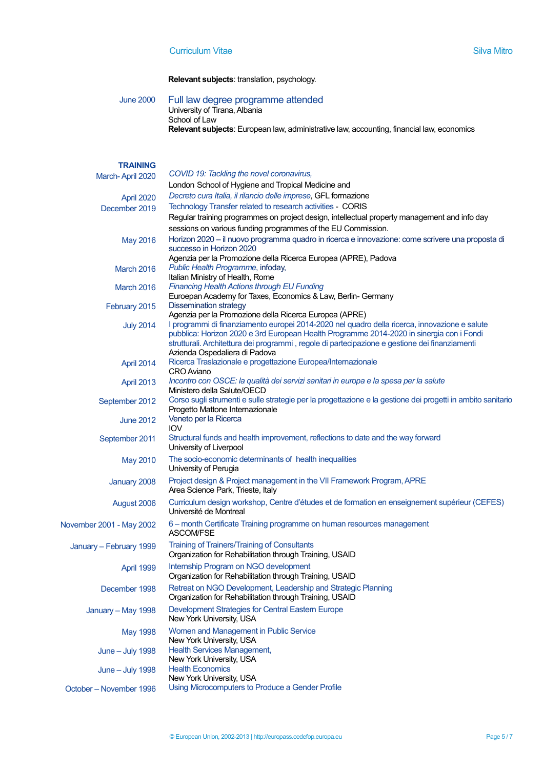**Relevant subjects**: translation, psychology.

June 2000 — **Full law degree programme attended**
University of Tirana, Albania
School of Law
**Relevant subjects**: European law, administrative law, accounting, financial law, economics

## TRAINING

March- April 2020 — *COVID 19: Tackling the novel coronavirus,*
London School of Hygiene and Tropical Medicine and

April 2020 — *Decreto cura Italia, il rilancio delle imprese*, GFL formazione

December 2019 — Technology Transfer related to research activities - CORIS
Regular training programmes on project design, intellectual property management and info day sessions on various funding programmes of the EU Commission.

May 2016 — Horizon 2020 – il nuovo programma quadro in ricerca e innovazione: come scrivere una proposta di successo in Horizon 2020
Agenzia per la Promozione della Ricerca Europea (APRE), Padova

March 2016 — *Public Health Programme*, infoday,
Italian Ministry of Health, Rome

March 2016 — *Financing Health Actions through EU Funding*
Euroepan Academy for Taxes, Economics & Law, Berlin- Germany

February 2015 — Dissemination strategy
Agenzia per la Promozione della Ricerca Europea (APRE)

July 2014 — I programmi di finanziamento europei 2014-2020 nel quadro della ricerca, innovazione e salute pubblica: Horizon 2020 e 3rd European Health Programme 2014-2020 in sinergia con i Fondi strutturali. Architettura dei programmi , regole di partecipazione e gestione dei finanziamenti
Azienda Ospedaliera di Padova

April 2014 — Ricerca Traslazionale e progettazione Europea/Internazionale
CRO Aviano

April 2013 — *Incontro con OSCE: la qualità dei servizi sanitari in europa e la spesa per la salute*
Ministero della Salute/OECD

September 2012 — Corso sugli strumenti e sulle strategie per la progettazione e la gestione dei progetti in ambito sanitario
Progetto Mattone Internazionale

June 2012 — Veneto per la Ricerca
IOV

September 2011 — Structural funds and health improvement, reflections to date and the way forward
University of Liverpool

May 2010 — The socio-economic determinants of health inequalities
University of Perugia

January 2008 — Project design & Project management in the VII Framework Program, APRE
Area Science Park, Trieste, Italy

August 2006 — Curriculum design workshop, Centre d'études et de formation en enseignement supérieur (CEFES)
Université de Montreal

November 2001 - May 2002 — 6 – month Certificate Training programme on human resources management
ASCOM/FSE

January – February 1999 — Training of Trainers/Training of Consultants
Organization for Rehabilitation through Training, USAID

April 1999 — Internship Program on NGO development
Organization for Rehabilitation through Training, USAID

December 1998 — Retreat on NGO Development, Leadership and Strategic Planning
Organization for Rehabilitation through Training, USAID

January – May 1998 — Development Strategies for Central Eastern Europe
New York University, USA

May 1998 — Women and Management in Public Service
New York University, USA

June – July 1998 — Health Services Management,
New York University, USA

June – July 1998 — Health Economics
New York University, USA

October – November 1996 — Using Microcomputers to Produce a Gender Profile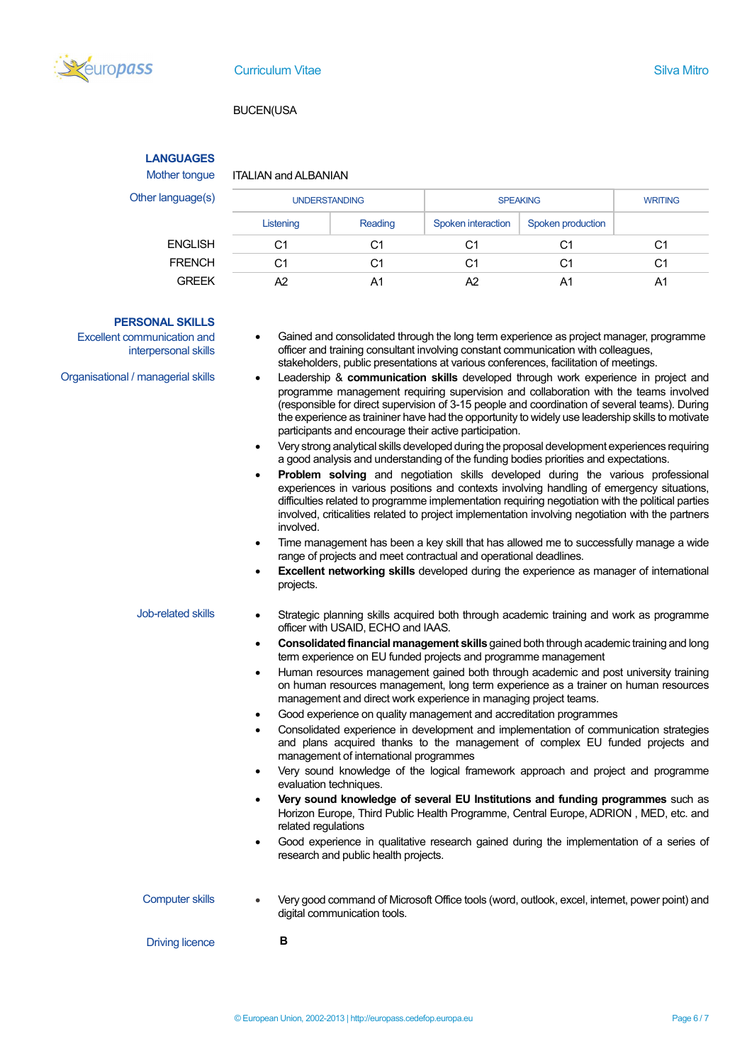BUCEN(USA

## LANGUAGES

Mother tongue: ITALIAN and ALBANIAN

Other language(s)

| | UNDERSTANDING | | SPEAKING | | WRITING |
|---|---|---|---|---|---|
| | Listening | Reading | Spoken interaction | Spoken production | |
| ENGLISH | C1 | C1 | C1 | C1 | C1 |
| FRENCH | C1 | C1 | C1 | C1 | C1 |
| GREEK | A2 | A1 | A2 | A1 | A1 |

## PERSONAL SKILLS

Excellent communication and interpersonal skills

Organisational / managerial skills

- Gained and consolidated through the long term experience as project manager, programme officer and training consultant involving constant communication with colleagues, stakeholders, public presentations at various conferences, facilitation of meetings.
- Leadership & **communication skills** developed through work experience in project and programme management requiring supervision and collaboration with the teams involved (responsible for direct supervision of 3-15 people and coordination of several teams). During the experience as trainer have had the opportunity to widely use leadership skills to motivate participants and encourage their active participation.
- Very strong analytical skills developed during the proposal development experiences requiring a good analysis and understanding of the funding bodies priorities and expectations.
- **Problem solving** and negotiation skills developed during the various professional experiences in various positions and contexts involving handling of emergency situations, difficulties related to programme implementation requiring negotiation with the political parties involved, criticalities related to project implementation involving negotiation with the partners involved.
- Time management has been a key skill that has allowed me to successfully manage a wide range of projects and meet contractual and operational deadlines.
- **Excellent networking skills** developed during the experience as manager of international projects.

Job-related skills

- Strategic planning skills acquired both through academic training and work as programme officer with USAID, ECHO and IAAS.
- **Consolidated financial management skills** gained both through academic training and long term experience on EU funded projects and programme management
- Human resources management gained both through academic and post university training on human resources management, long term experience as a trainer on human resources management and direct work experience in managing project teams.
- Good experience on quality management and accreditation programmes
- Consolidated experience in development and implementation of communication strategies and plans acquired thanks to the management of complex EU funded projects and management of international programmes
- Very sound knowledge of the logical framework approach and project and programme evaluation techniques.
- **Very sound knowledge of several EU Institutions and funding programmes** such as Horizon Europe, Third Public Health Programme, Central Europe, ADRION , MED, etc. and related regulations
- Good experience in qualitative research gained during the implementation of a series of research and public health projects.

Computer skills

- Very good command of Microsoft Office tools (word, outlook, excel, internet, power point) and digital communication tools.

Driving licence: **B**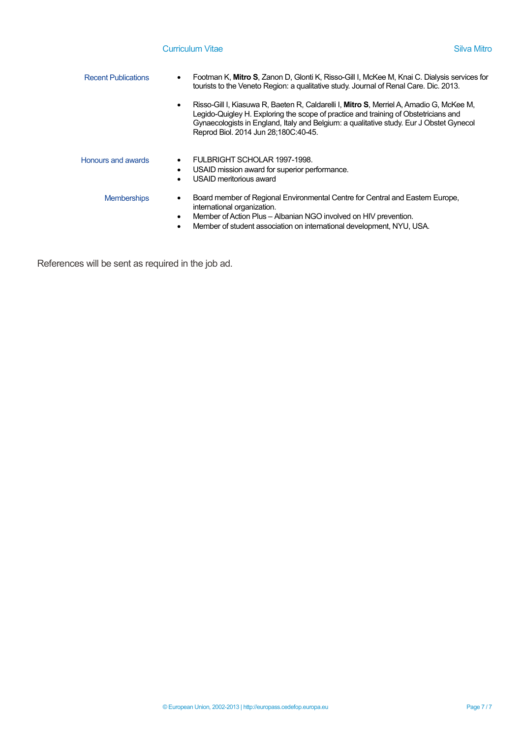### Recent Publications

- Footman K, **Mitro S**, Zanon D, Glonti K, Risso-Gill I, McKee M, Knai C. Dialysis services for tourists to the Veneto Region: a qualitative study. Journal of Renal Care. Dic. 2013.
- Risso-Gill I, Kiasuwa R, Baeten R, Caldarelli I, **Mitro S**, Merriel A, Amadio G, McKee M, Legido-Quigley H. Exploring the scope of practice and training of Obstetricians and Gynaecologists in England, Italy and Belgium: a qualitative study. Eur J Obstet Gynecol Reprod Biol. 2014 Jun 28;180C:40-45.

### Honours and awards

- FULBRIGHT SCHOLAR 1997-1998.
- USAID mission award for superior performance.
- USAID meritorious award

### Memberships

- Board member of Regional Environmental Centre for Central and Eastern Europe, international organization.
- Member of Action Plus – Albanian NGO involved on HIV prevention.
- Member of student association on international development, NYU, USA.

References will be sent as required in the job ad.